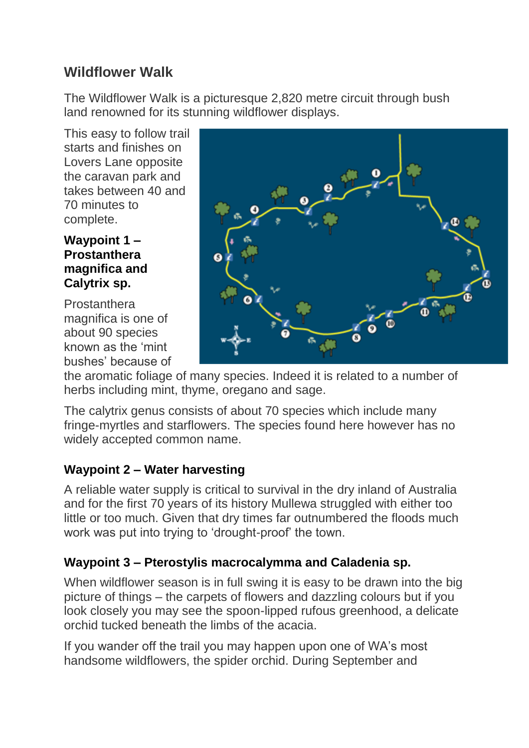## Wildflower Walk

The Wildflower Walk is a picturesque 2,820 metre circuit through bush land renowned for its stunning wildflower displays.

This easy to follow trail starts and finishes on Lovers Lane opposite the caravan park and takes between 40 and 70 minutes to complete.

### Waypoint 1 – Prostanthera magnifica and Calytrix sp.

Prostanthera magnifica is one of about 90 species known as the 'mint bushes' because of the aromatic foliage of many species. Indeed it is related to a number of herbs including mint, thyme, oregano and sage.

The calytrix genus consists of about 70 species which include many fringe-myrtles and starflowers. The species found here however has no widely accepted common name.

### Waypoint 2 – Water harvesting

A reliable water supply is critical to survival in the dry inland of Australia and for the first 70 years of its history Mullewa struggled with either too little or too much. Given that dry times far outnumbered the floods much work was put into trying to 'drought-proof' the town.

### Waypoint 3 – Pterostylis macrocalymma and Caladenia sp.

When wildflower season is in full swing it is easy to be drawn into the big picture of things – the carpets of flowers and dazzling colours but if you look closely you may see the spoon-lipped rufous greenhood, a delicate orchid tucked beneath the limbs of the acacia.

If you wander off the trail you may happen upon one of WA's most handsome wildflowers, the spider orchid. During September and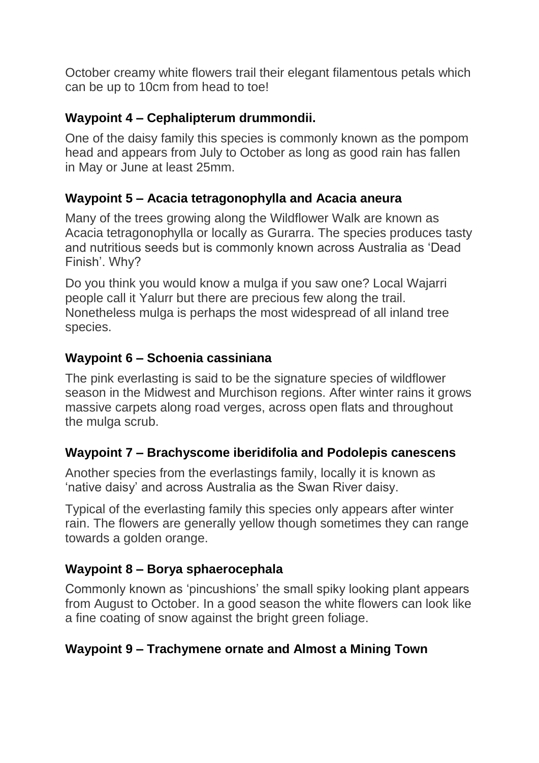October creamy white flowers trail their elegant filamentous petals which can be up to 10cm from head to toe!

### Waypoint 4 – Cephalipterum drummondii.

One of the daisy family this species is commonly known as the pompom head and appears from July to October as long as good rain has fallen in May or June at least 25mm.

### Waypoint 5 – Acacia tetragonophylla and Acacia aneura

Many of the trees growing along the Wildflower Walk are known as Acacia tetragonophylla or locally as Gurarra. The species produces tasty and nutritious seeds but is commonly known across Australia as 'Dead Finish'. Why?

Do you think you would know a mulga if you saw one? Local Wajarri people call it Yalurr but there are precious few along the trail. Nonetheless mulga is perhaps the most widespread of all inland tree species.

### Waypoint 6 – Schoenia cassiniana

The pink everlasting is said to be the signature species of wildflower season in the Midwest and Murchison regions. After winter rains it grows massive carpets along road verges, across open flats and throughout the mulga scrub.

### Waypoint 7 – Brachyscome iberidifolia and Podolepis canescens

Another species from the everlastings family, locally it is known as 'native daisy' and across Australia as the Swan River daisy.

Typical of the everlasting family this species only appears after winter rain. The flowers are generally yellow though sometimes they can range towards a golden orange.

### Waypoint 8 – Borya sphaerocephala

Commonly known as 'pincushions' the small spiky looking plant appears from August to October. In a good season the white flowers can look like a fine coating of snow against the bright green foliage.

### Waypoint 9 – Trachymene ornate and Almost a Mining Town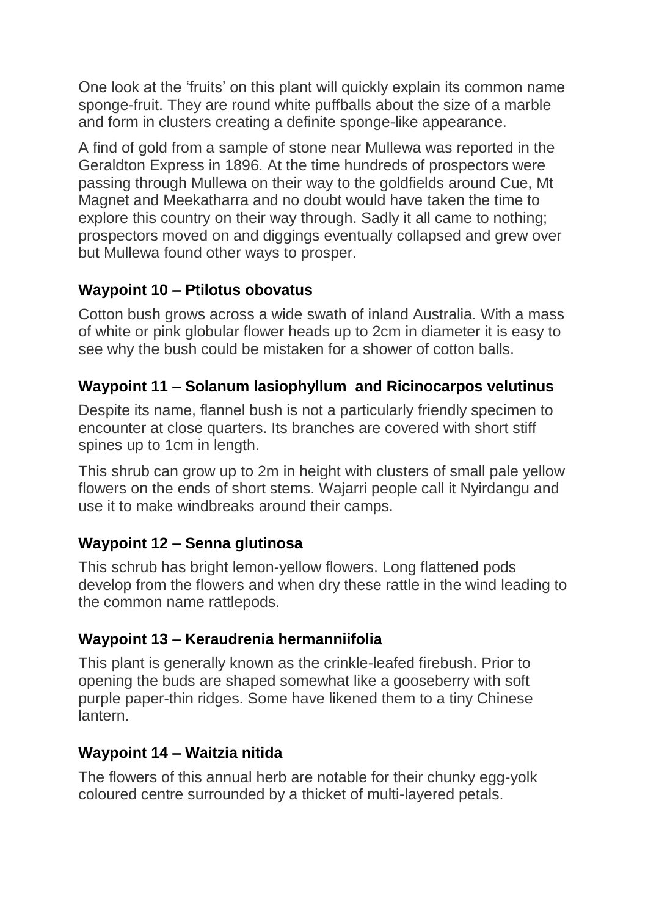One look at the 'fruits' on this plant will quickly explain its common name sponge-fruit. They are round white puffballs about the size of a marble and form in clusters creating a definite sponge-like appearance.

A find of gold from a sample of stone near Mullewa was reported in the Geraldton Express in 1896. At the time hundreds of prospectors were passing through Mullewa on their way to the goldfields around Cue, Mt Magnet and Meekatharra and no doubt would have taken the time to explore this country on their way through. Sadly it all came to nothing; prospectors moved on and diggings eventually collapsed and grew over but Mullewa found other ways to prosper.

### Waypoint 10 – Ptilotus obovatus

Cotton bush grows across a wide swath of inland Australia. With a mass of white or pink globular flower heads up to 2cm in diameter it is easy to see why the bush could be mistaken for a shower of cotton balls.

### Waypoint 11 – Solanum lasiophyllum and Ricinocarpos velutinus

Despite its name, flannel bush is not a particularly friendly specimen to encounter at close quarters. Its branches are covered with short stiff spines up to 1cm in length.

This shrub can grow up to 2m in height with clusters of small pale yellow flowers on the ends of short stems. Wajarri people call it Nyirdangu and use it to make windbreaks around their camps.

### Waypoint 12 – Senna glutinosa

This schrub has bright lemon-yellow flowers. Long flattened pods develop from the flowers and when dry these rattle in the wind leading to the common name rattlepods.

### Waypoint 13 – Keraudrenia hermanniifolia

This plant is generally known as the crinkle-leafed firebush. Prior to opening the buds are shaped somewhat like a gooseberry with soft purple paper-thin ridges. Some have likened them to a tiny Chinese lantern.

### Waypoint 14 – Waitzia nitida

The flowers of this annual herb are notable for their chunky egg-yolk coloured centre surrounded by a thicket of multi-layered petals.